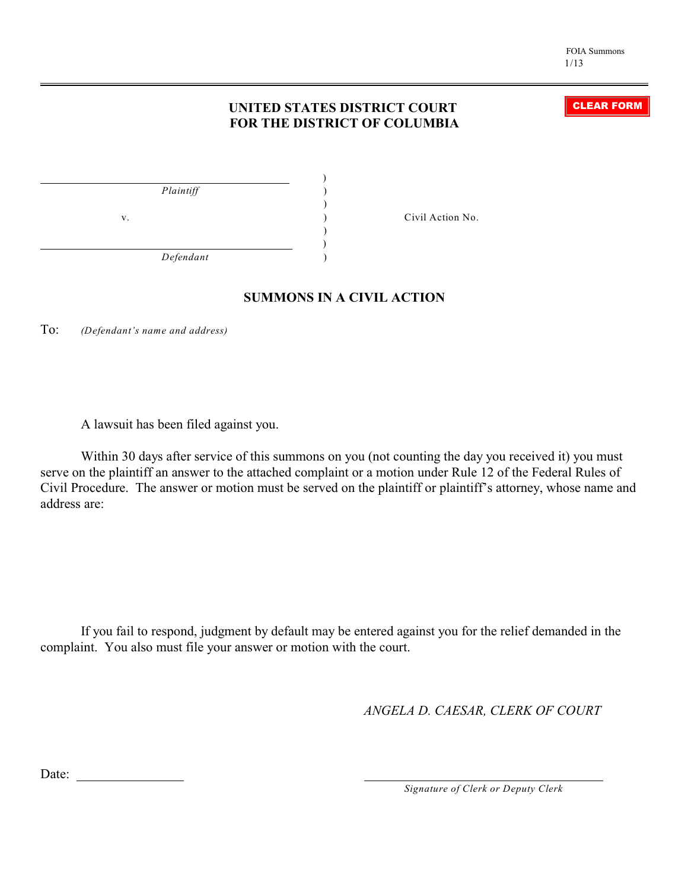FOIA Summons
1/13

# UNITED STATES DISTRICT COURT
# FOR THE DISTRICT OF COLUMBIA

CLEAR FORM

| | | |
|---|---|---|
| ______________________ *Plaintiff* | ) | |
| v. | ) | Civil Action No. |
| ______________________ *Defendant* | ) | |

## SUMMONS IN A CIVIL ACTION

To: *(Defendant's name and address)*

A lawsuit has been filed against you.

Within 30 days after service of this summons on you (not counting the day you received it) you must serve on the plaintiff an answer to the attached complaint or a motion under Rule 12 of the Federal Rules of Civil Procedure. The answer or motion must be served on the plaintiff or plaintiff's attorney, whose name and address are:

If you fail to respond, judgment by default may be entered against you for the relief demanded in the complaint. You also must file your answer or motion with the court.

*ANGELA D. CAESAR, CLERK OF COURT*

Date: ______________

______________________
*Signature of Clerk or Deputy Clerk*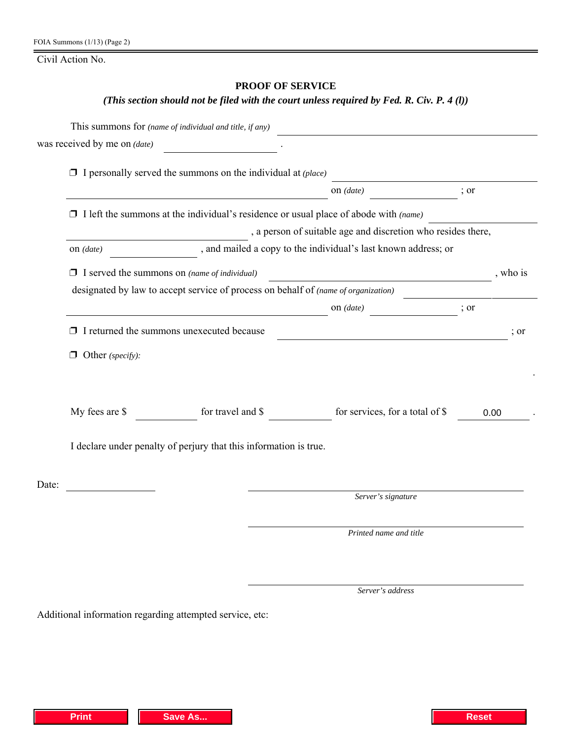Civil Action No.

## PROOF OF SERVICE

***(This section should not be filed with the court unless required by Fed. R. Civ. P. 4 (l))***

This summons for *(name of individual and title, if any)* \_\_\_\_\_\_\_\_\_\_\_\_\_\_\_\_\_\_\_\_

was received by me on *(date)* \_\_\_\_\_\_\_\_\_\_ .

❒ I personally served the summons on the individual at *(place)* \_\_\_\_\_\_\_\_\_\_\_\_\_\_\_\_\_\_\_\_ on *(date)* \_\_\_\_\_\_\_\_\_\_ ; or

❒ I left the summons at the individual's residence or usual place of abode with *(name)* \_\_\_\_\_\_\_\_\_\_\_\_\_\_\_\_\_\_\_\_ , a person of suitable age and discretion who resides there,

on *(date)* \_\_\_\_\_\_\_\_\_\_ , and mailed a copy to the individual's last known address; or

❒ I served the summons on *(name of individual)* \_\_\_\_\_\_\_\_\_\_\_\_\_\_\_\_\_\_\_\_ , who is designated by law to accept service of process on behalf of *(name of organization)* \_\_\_\_\_\_\_\_\_\_\_\_\_\_\_\_\_\_\_\_ on *(date)* \_\_\_\_\_\_\_\_\_\_ ; or

❒ I returned the summons unexecuted because \_\_\_\_\_\_\_\_\_\_\_\_\_\_\_\_\_\_\_\_ ; or

❒ Other *(specify)*:

.

My fees are $ \_\_\_\_\_\_\_\_\_\_ for travel and $ \_\_\_\_\_\_\_\_\_\_ for services, for a total of $ 0.00 .

I declare under penalty of perjury that this information is true.

Date: \_\_\_\_\_\_\_\_\_\_

\_\_\_\_\_\_\_\_\_\_\_\_\_\_\_\_\_\_\_\_
*Server's signature*

\_\_\_\_\_\_\_\_\_\_\_\_\_\_\_\_\_\_\_\_
*Printed name and title*

\_\_\_\_\_\_\_\_\_\_\_\_\_\_\_\_\_\_\_\_
*Server's address*

Additional information regarding attempted service, etc:

Print | Save As... | Reset